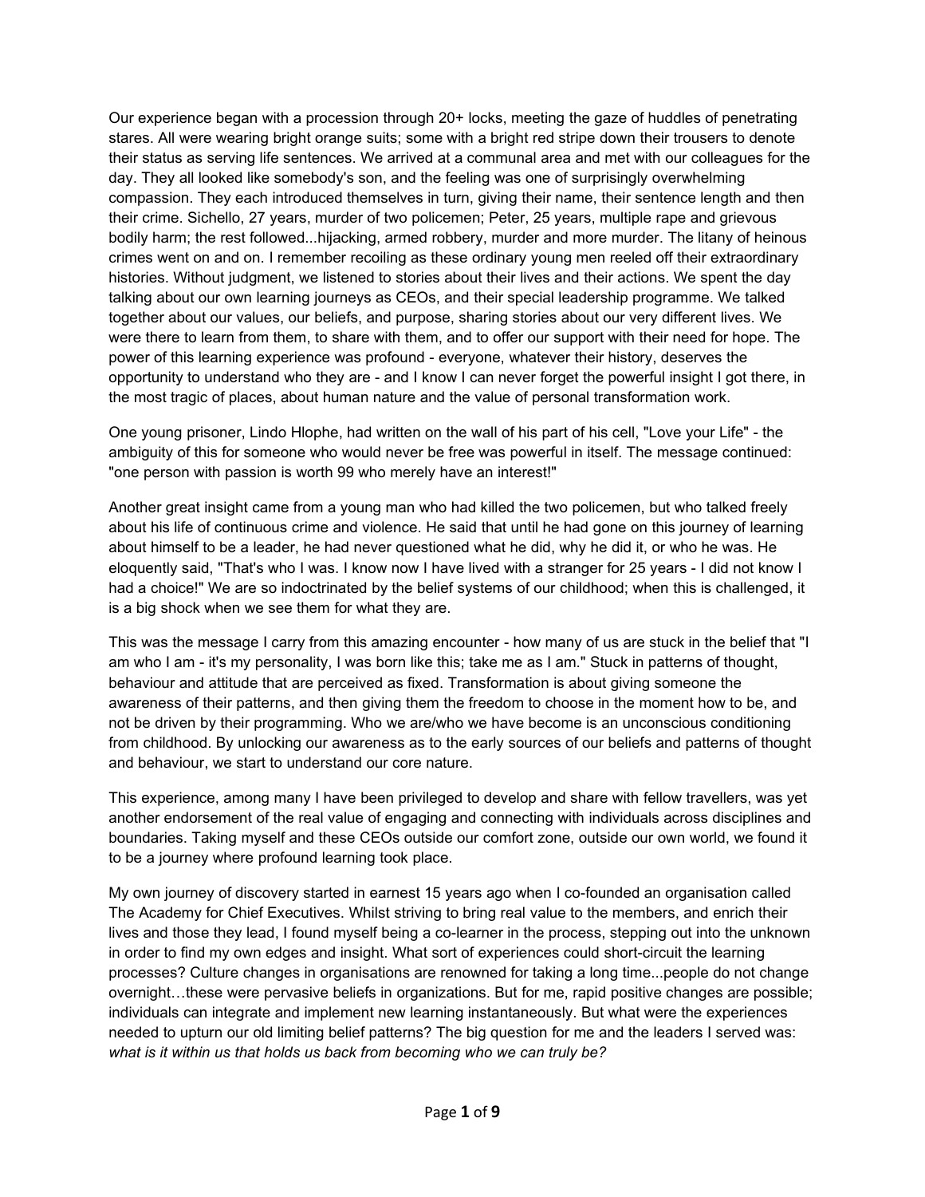Our experience began with a procession through 20+ locks, meeting the gaze of huddles of penetrating stares. All were wearing bright orange suits; some with a bright red stripe down their trousers to denote their status as serving life sentences. We arrived at a communal area and met with our colleagues for the day. They all looked like somebody's son, and the feeling was one of surprisingly overwhelming compassion. They each introduced themselves in turn, giving their name, their sentence length and then their crime. Sichello, 27 years, murder of two policemen; Peter, 25 years, multiple rape and grievous bodily harm; the rest followed...hijacking, armed robbery, murder and more murder. The litany of heinous crimes went on and on. I remember recoiling as these ordinary young men reeled off their extraordinary histories. Without judgment, we listened to stories about their lives and their actions. We spent the day talking about our own learning journeys as CEOs, and their special leadership programme. We talked together about our values, our beliefs, and purpose, sharing stories about our very different lives. We were there to learn from them, to share with them, and to offer our support with their need for hope. The power of this learning experience was profound - everyone, whatever their history, deserves the opportunity to understand who they are - and I know I can never forget the powerful insight I got there, in the most tragic of places, about human nature and the value of personal transformation work.

One young prisoner, Lindo Hlophe, had written on the wall of his part of his cell, "Love your Life" - the ambiguity of this for someone who would never be free was powerful in itself. The message continued: "one person with passion is worth 99 who merely have an interest!"

Another great insight came from a young man who had killed the two policemen, but who talked freely about his life of continuous crime and violence. He said that until he had gone on this journey of learning about himself to be a leader, he had never questioned what he did, why he did it, or who he was. He eloquently said, "That's who I was. I know now I have lived with a stranger for 25 years - I did not know I had a choice!" We are so indoctrinated by the belief systems of our childhood; when this is challenged, it is a big shock when we see them for what they are.

This was the message I carry from this amazing encounter - how many of us are stuck in the belief that "I am who I am - it's my personality, I was born like this; take me as I am." Stuck in patterns of thought, behaviour and attitude that are perceived as fixed. Transformation is about giving someone the awareness of their patterns, and then giving them the freedom to choose in the moment how to be, and not be driven by their programming. Who we are/who we have become is an unconscious conditioning from childhood. By unlocking our awareness as to the early sources of our beliefs and patterns of thought and behaviour, we start to understand our core nature.

This experience, among many I have been privileged to develop and share with fellow travellers, was yet another endorsement of the real value of engaging and connecting with individuals across disciplines and boundaries. Taking myself and these CEOs outside our comfort zone, outside our own world, we found it to be a journey where profound learning took place.

My own journey of discovery started in earnest 15 years ago when I co-founded an organisation called The Academy for Chief Executives. Whilst striving to bring real value to the members, and enrich their lives and those they lead, I found myself being a co-learner in the process, stepping out into the unknown in order to find my own edges and insight. What sort of experiences could short-circuit the learning processes? Culture changes in organisations are renowned for taking a long time...people do not change overnight…these were pervasive beliefs in organizations. But for me, rapid positive changes are possible; individuals can integrate and implement new learning instantaneously. But what were the experiences needed to upturn our old limiting belief patterns? The big question for me and the leaders I served was: *what is it within us that holds us back from becoming who we can truly be?*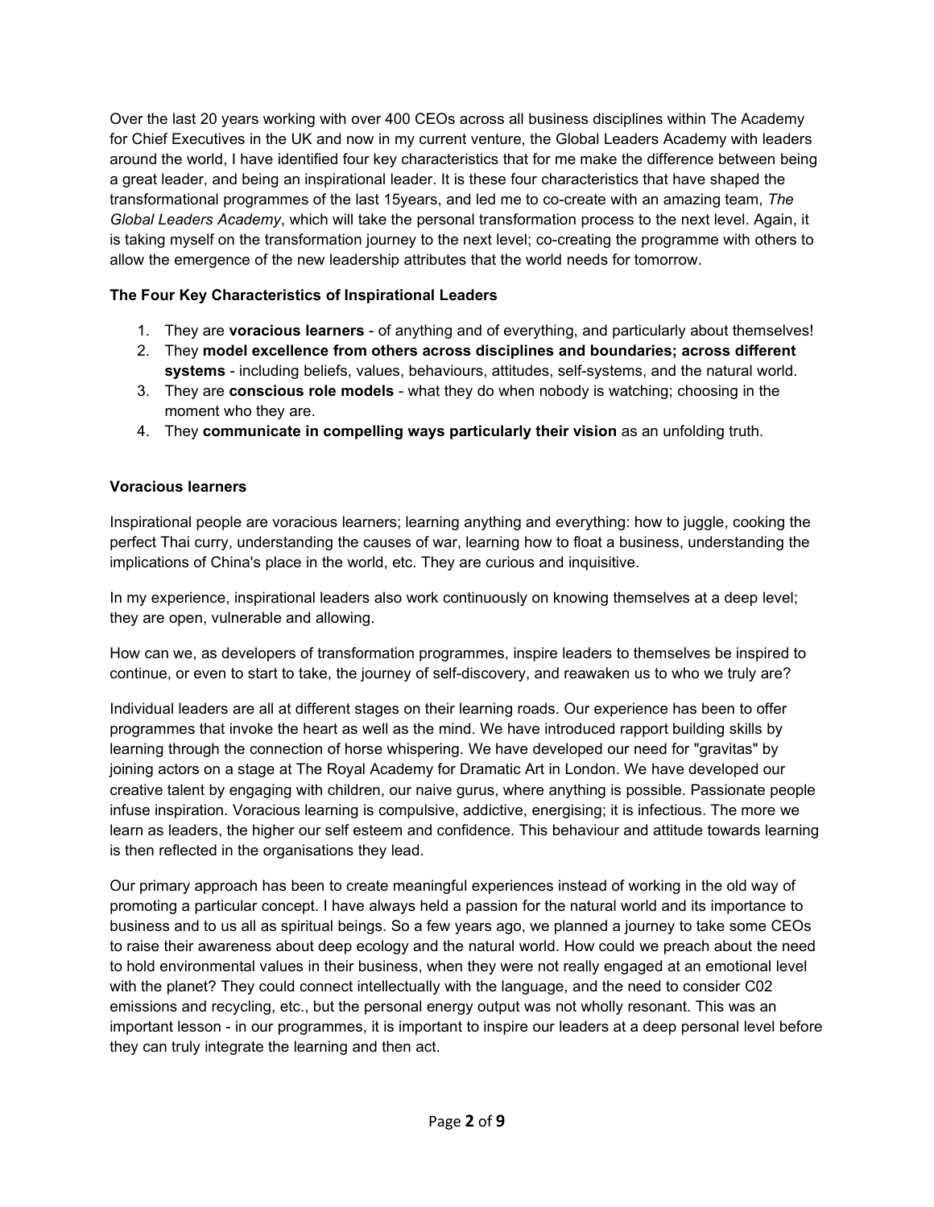Over the last 20 years working with over 400 CEOs across all business disciplines within The Academy for Chief Executives in the UK and now in my current venture, the Global Leaders Academy with leaders around the world, I have identified four key characteristics that for me make the difference between being a great leader, and being an inspirational leader. It is these four characteristics that have shaped the transformational programmes of the last 15years, and led me to co-create with an amazing team, *The Global Leaders Academy*, which will take the personal transformation process to the next level. Again, it is taking myself on the transformation journey to the next level; co-creating the programme with others to allow the emergence of the new leadership attributes that the world needs for tomorrow.

**The Four Key Characteristics of Inspirational Leaders**

1. They are **voracious learners** - of anything and of everything, and particularly about themselves!
2. They **model excellence from others across disciplines and boundaries; across different systems** - including beliefs, values, behaviours, attitudes, self-systems, and the natural world.
3. They are **conscious role models** - what they do when nobody is watching; choosing in the moment who they are.
4. They **communicate in compelling ways particularly their vision** as an unfolding truth.

**Voracious learners**

Inspirational people are voracious learners; learning anything and everything: how to juggle, cooking the perfect Thai curry, understanding the causes of war, learning how to float a business, understanding the implications of China's place in the world, etc. They are curious and inquisitive.

In my experience, inspirational leaders also work continuously on knowing themselves at a deep level; they are open, vulnerable and allowing.

How can we, as developers of transformation programmes, inspire leaders to themselves be inspired to continue, or even to start to take, the journey of self-discovery, and reawaken us to who we truly are?

Individual leaders are all at different stages on their learning roads. Our experience has been to offer programmes that invoke the heart as well as the mind. We have introduced rapport building skills by learning through the connection of horse whispering. We have developed our need for "gravitas" by joining actors on a stage at The Royal Academy for Dramatic Art in London. We have developed our creative talent by engaging with children, our naive gurus, where anything is possible. Passionate people infuse inspiration. Voracious learning is compulsive, addictive, energising; it is infectious. The more we learn as leaders, the higher our self esteem and confidence. This behaviour and attitude towards learning is then reflected in the organisations they lead.

Our primary approach has been to create meaningful experiences instead of working in the old way of promoting a particular concept. I have always held a passion for the natural world and its importance to business and to us all as spiritual beings. So a few years ago, we planned a journey to take some CEOs to raise their awareness about deep ecology and the natural world. How could we preach about the need to hold environmental values in their business, when they were not really engaged at an emotional level with the planet? They could connect intellectually with the language, and the need to consider C02 emissions and recycling, etc., but the personal energy output was not wholly resonant. This was an important lesson - in our programmes, it is important to inspire our leaders at a deep personal level before they can truly integrate the learning and then act.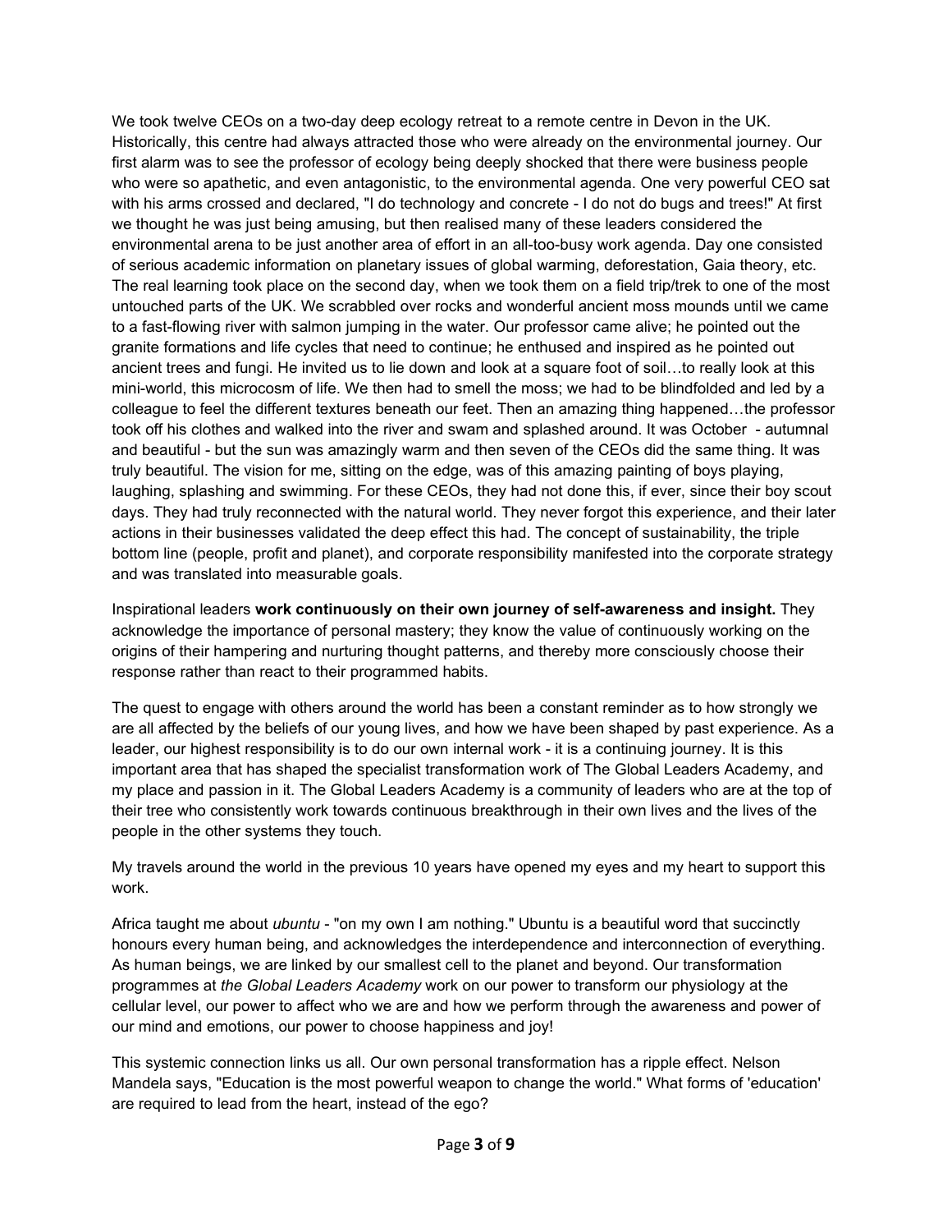We took twelve CEOs on a two-day deep ecology retreat to a remote centre in Devon in the UK. Historically, this centre had always attracted those who were already on the environmental journey. Our first alarm was to see the professor of ecology being deeply shocked that there were business people who were so apathetic, and even antagonistic, to the environmental agenda. One very powerful CEO sat with his arms crossed and declared, "I do technology and concrete - I do not do bugs and trees!" At first we thought he was just being amusing, but then realised many of these leaders considered the environmental arena to be just another area of effort in an all-too-busy work agenda. Day one consisted of serious academic information on planetary issues of global warming, deforestation, Gaia theory, etc. The real learning took place on the second day, when we took them on a field trip/trek to one of the most untouched parts of the UK. We scrabbled over rocks and wonderful ancient moss mounds until we came to a fast-flowing river with salmon jumping in the water. Our professor came alive; he pointed out the granite formations and life cycles that need to continue; he enthused and inspired as he pointed out ancient trees and fungi. He invited us to lie down and look at a square foot of soil…to really look at this mini-world, this microcosm of life. We then had to smell the moss; we had to be blindfolded and led by a colleague to feel the different textures beneath our feet. Then an amazing thing happened…the professor took off his clothes and walked into the river and swam and splashed around. It was October - autumnal and beautiful - but the sun was amazingly warm and then seven of the CEOs did the same thing. It was truly beautiful. The vision for me, sitting on the edge, was of this amazing painting of boys playing, laughing, splashing and swimming. For these CEOs, they had not done this, if ever, since their boy scout days. They had truly reconnected with the natural world. They never forgot this experience, and their later actions in their businesses validated the deep effect this had. The concept of sustainability, the triple bottom line (people, profit and planet), and corporate responsibility manifested into the corporate strategy and was translated into measurable goals.

Inspirational leaders **work continuously on their own journey of self-awareness and insight.** They acknowledge the importance of personal mastery; they know the value of continuously working on the origins of their hampering and nurturing thought patterns, and thereby more consciously choose their response rather than react to their programmed habits.

The quest to engage with others around the world has been a constant reminder as to how strongly we are all affected by the beliefs of our young lives, and how we have been shaped by past experience. As a leader, our highest responsibility is to do our own internal work - it is a continuing journey. It is this important area that has shaped the specialist transformation work of The Global Leaders Academy, and my place and passion in it. The Global Leaders Academy is a community of leaders who are at the top of their tree who consistently work towards continuous breakthrough in their own lives and the lives of the people in the other systems they touch.

My travels around the world in the previous 10 years have opened my eyes and my heart to support this work.

Africa taught me about *ubuntu* - "on my own I am nothing." Ubuntu is a beautiful word that succinctly honours every human being, and acknowledges the interdependence and interconnection of everything. As human beings, we are linked by our smallest cell to the planet and beyond. Our transformation programmes at *the Global Leaders Academy* work on our power to transform our physiology at the cellular level, our power to affect who we are and how we perform through the awareness and power of our mind and emotions, our power to choose happiness and joy!

This systemic connection links us all. Our own personal transformation has a ripple effect. Nelson Mandela says, "Education is the most powerful weapon to change the world." What forms of 'education' are required to lead from the heart, instead of the ego?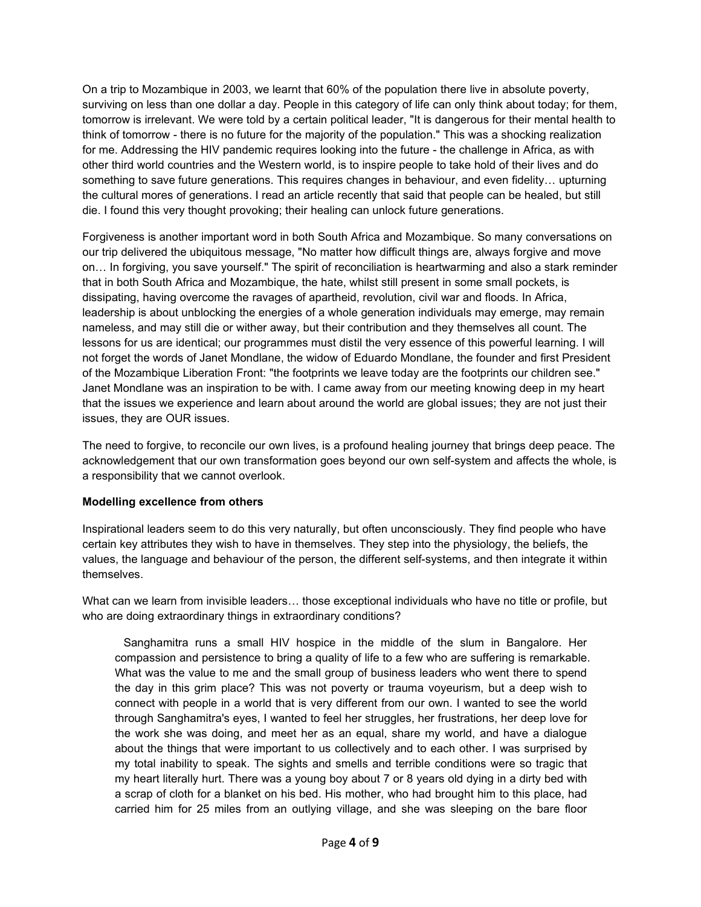On a trip to Mozambique in 2003, we learnt that 60% of the population there live in absolute poverty, surviving on less than one dollar a day. People in this category of life can only think about today; for them, tomorrow is irrelevant. We were told by a certain political leader, "It is dangerous for their mental health to think of tomorrow - there is no future for the majority of the population." This was a shocking realization for me. Addressing the HIV pandemic requires looking into the future - the challenge in Africa, as with other third world countries and the Western world, is to inspire people to take hold of their lives and do something to save future generations. This requires changes in behaviour, and even fidelity… upturning the cultural mores of generations. I read an article recently that said that people can be healed, but still die. I found this very thought provoking; their healing can unlock future generations.

Forgiveness is another important word in both South Africa and Mozambique. So many conversations on our trip delivered the ubiquitous message, "No matter how difficult things are, always forgive and move on… In forgiving, you save yourself." The spirit of reconciliation is heartwarming and also a stark reminder that in both South Africa and Mozambique, the hate, whilst still present in some small pockets, is dissipating, having overcome the ravages of apartheid, revolution, civil war and floods. In Africa, leadership is about unblocking the energies of a whole generation individuals may emerge, may remain nameless, and may still die or wither away, but their contribution and they themselves all count. The lessons for us are identical; our programmes must distil the very essence of this powerful learning. I will not forget the words of Janet Mondlane, the widow of Eduardo Mondlane, the founder and first President of the Mozambique Liberation Front: "the footprints we leave today are the footprints our children see." Janet Mondlane was an inspiration to be with. I came away from our meeting knowing deep in my heart that the issues we experience and learn about around the world are global issues; they are not just their issues, they are OUR issues.

The need to forgive, to reconcile our own lives, is a profound healing journey that brings deep peace. The acknowledgement that our own transformation goes beyond our own self-system and affects the whole, is a responsibility that we cannot overlook.

**Modelling excellence from others**

Inspirational leaders seem to do this very naturally, but often unconsciously. They find people who have certain key attributes they wish to have in themselves. They step into the physiology, the beliefs, the values, the language and behaviour of the person, the different self-systems, and then integrate it within themselves.

What can we learn from invisible leaders… those exceptional individuals who have no title or profile, but who are doing extraordinary things in extraordinary conditions?

> Sanghamitra runs a small HIV hospice in the middle of the slum in Bangalore. Her compassion and persistence to bring a quality of life to a few who are suffering is remarkable. What was the value to me and the small group of business leaders who went there to spend the day in this grim place? This was not poverty or trauma voyeurism, but a deep wish to connect with people in a world that is very different from our own. I wanted to see the world through Sanghamitra's eyes, I wanted to feel her struggles, her frustrations, her deep love for the work she was doing, and meet her as an equal, share my world, and have a dialogue about the things that were important to us collectively and to each other. I was surprised by my total inability to speak. The sights and smells and terrible conditions were so tragic that my heart literally hurt. There was a young boy about 7 or 8 years old dying in a dirty bed with a scrap of cloth for a blanket on his bed. His mother, who had brought him to this place, had carried him for 25 miles from an outlying village, and she was sleeping on the bare floor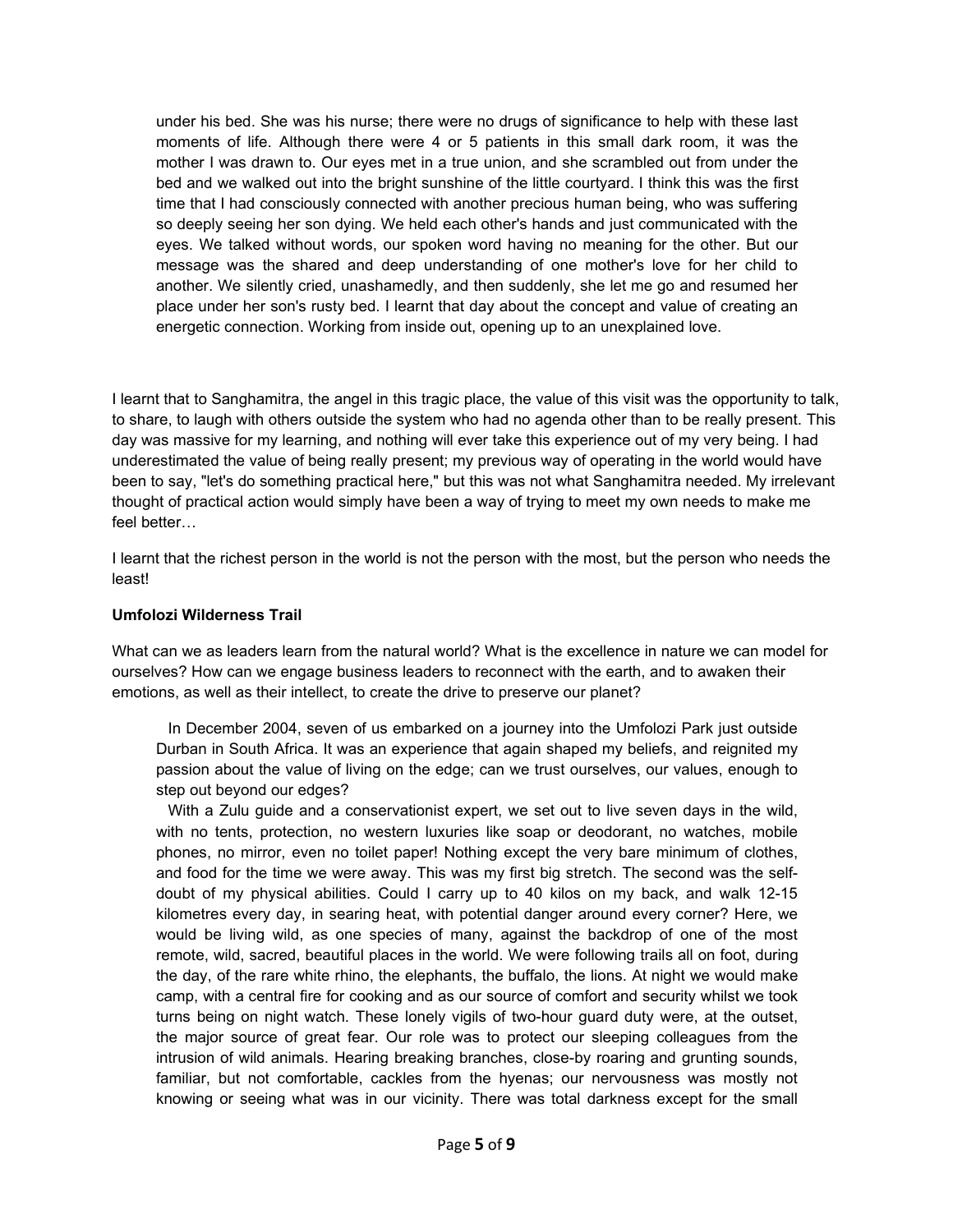> under his bed. She was his nurse; there were no drugs of significance to help with these last moments of life. Although there were 4 or 5 patients in this small dark room, it was the mother I was drawn to. Our eyes met in a true union, and she scrambled out from under the bed and we walked out into the bright sunshine of the little courtyard. I think this was the first time that I had consciously connected with another precious human being, who was suffering so deeply seeing her son dying. We held each other's hands and just communicated with the eyes. We talked without words, our spoken word having no meaning for the other. But our message was the shared and deep understanding of one mother's love for her child to another. We silently cried, unashamedly, and then suddenly, she let me go and resumed her place under her son's rusty bed. I learnt that day about the concept and value of creating an energetic connection. Working from inside out, opening up to an unexplained love.

I learnt that to Sanghamitra, the angel in this tragic place, the value of this visit was the opportunity to talk, to share, to laugh with others outside the system who had no agenda other than to be really present. This day was massive for my learning, and nothing will ever take this experience out of my very being. I had underestimated the value of being really present; my previous way of operating in the world would have been to say, "let's do something practical here," but this was not what Sanghamitra needed. My irrelevant thought of practical action would simply have been a way of trying to meet my own needs to make me feel better…

I learnt that the richest person in the world is not the person with the most, but the person who needs the least!

**Umfolozi Wilderness Trail**

What can we as leaders learn from the natural world? What is the excellence in nature we can model for ourselves? How can we engage business leaders to reconnect with the earth, and to awaken their emotions, as well as their intellect, to create the drive to preserve our planet?

> In December 2004, seven of us embarked on a journey into the Umfolozi Park just outside Durban in South Africa. It was an experience that again shaped my beliefs, and reignited my passion about the value of living on the edge; can we trust ourselves, our values, enough to step out beyond our edges?
>
> With a Zulu guide and a conservationist expert, we set out to live seven days in the wild, with no tents, protection, no western luxuries like soap or deodorant, no watches, mobile phones, no mirror, even no toilet paper! Nothing except the very bare minimum of clothes, and food for the time we were away. This was my first big stretch. The second was the self-doubt of my physical abilities. Could I carry up to 40 kilos on my back, and walk 12-15 kilometres every day, in searing heat, with potential danger around every corner? Here, we would be living wild, as one species of many, against the backdrop of one of the most remote, wild, sacred, beautiful places in the world. We were following trails all on foot, during the day, of the rare white rhino, the elephants, the buffalo, the lions. At night we would make camp, with a central fire for cooking and as our source of comfort and security whilst we took turns being on night watch. These lonely vigils of two-hour guard duty were, at the outset, the major source of great fear. Our role was to protect our sleeping colleagues from the intrusion of wild animals. Hearing breaking branches, close-by roaring and grunting sounds, familiar, but not comfortable, cackles from the hyenas; our nervousness was mostly not knowing or seeing what was in our vicinity. There was total darkness except for the small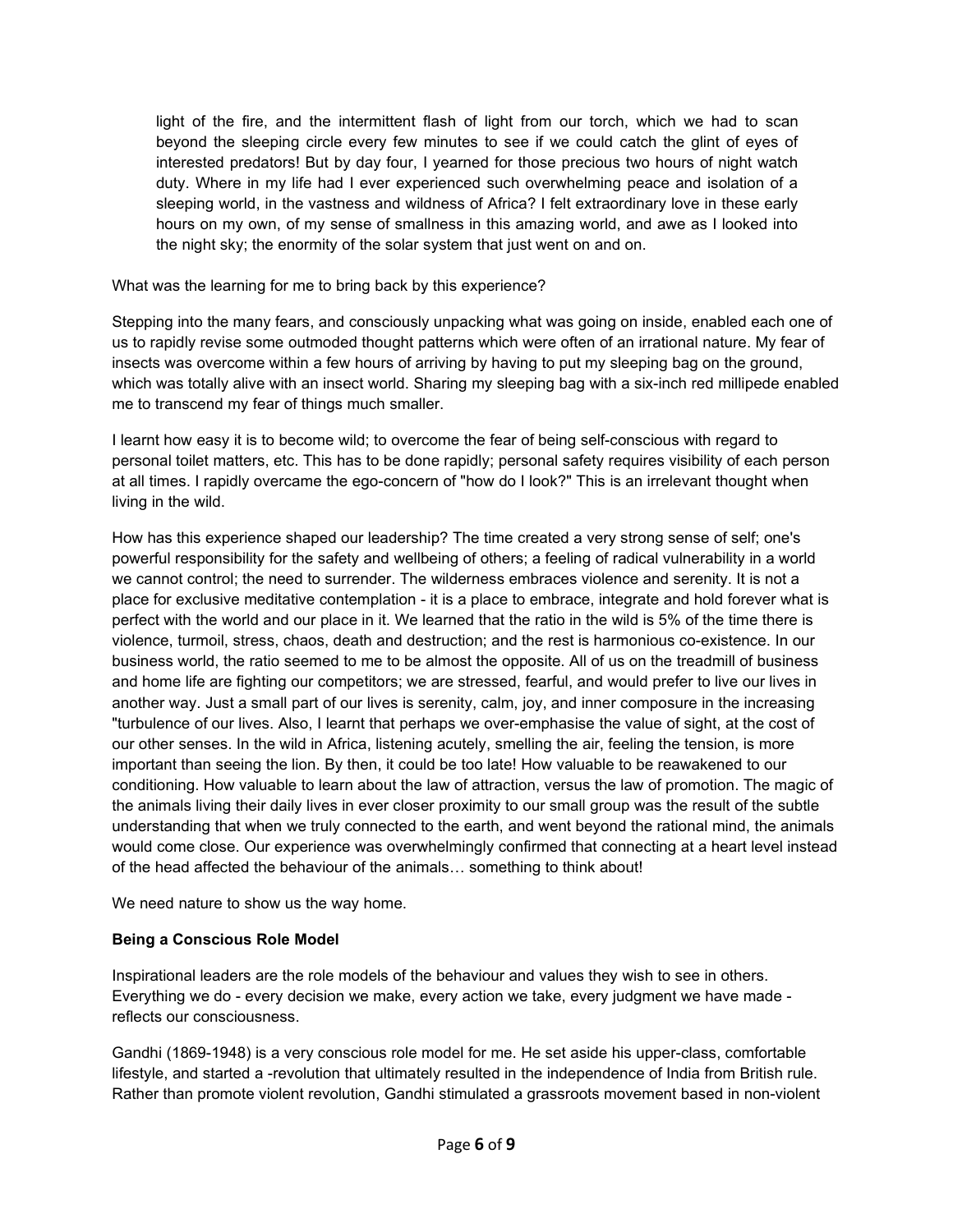> light of the fire, and the intermittent flash of light from our torch, which we had to scan beyond the sleeping circle every few minutes to see if we could catch the glint of eyes of interested predators! But by day four, I yearned for those precious two hours of night watch duty. Where in my life had I ever experienced such overwhelming peace and isolation of a sleeping world, in the vastness and wildness of Africa? I felt extraordinary love in these early hours on my own, of my sense of smallness in this amazing world, and awe as I looked into the night sky; the enormity of the solar system that just went on and on.

What was the learning for me to bring back by this experience?

Stepping into the many fears, and consciously unpacking what was going on inside, enabled each one of us to rapidly revise some outmoded thought patterns which were often of an irrational nature. My fear of insects was overcome within a few hours of arriving by having to put my sleeping bag on the ground, which was totally alive with an insect world. Sharing my sleeping bag with a six-inch red millipede enabled me to transcend my fear of things much smaller.

I learnt how easy it is to become wild; to overcome the fear of being self-conscious with regard to personal toilet matters, etc. This has to be done rapidly; personal safety requires visibility of each person at all times. I rapidly overcame the ego-concern of "how do I look?" This is an irrelevant thought when living in the wild.

How has this experience shaped our leadership? The time created a very strong sense of self; one's powerful responsibility for the safety and wellbeing of others; a feeling of radical vulnerability in a world we cannot control; the need to surrender. The wilderness embraces violence and serenity. It is not a place for exclusive meditative contemplation - it is a place to embrace, integrate and hold forever what is perfect with the world and our place in it. We learned that the ratio in the wild is 5% of the time there is violence, turmoil, stress, chaos, death and destruction; and the rest is harmonious co-existence. In our business world, the ratio seemed to me to be almost the opposite. All of us on the treadmill of business and home life are fighting our competitors; we are stressed, fearful, and would prefer to live our lives in another way. Just a small part of our lives is serenity, calm, joy, and inner composure in the increasing "turbulence of our lives. Also, I learnt that perhaps we over-emphasise the value of sight, at the cost of our other senses. In the wild in Africa, listening acutely, smelling the air, feeling the tension, is more important than seeing the lion. By then, it could be too late! How valuable to be reawakened to our conditioning. How valuable to learn about the law of attraction, versus the law of promotion. The magic of the animals living their daily lives in ever closer proximity to our small group was the result of the subtle understanding that when we truly connected to the earth, and went beyond the rational mind, the animals would come close. Our experience was overwhelmingly confirmed that connecting at a heart level instead of the head affected the behaviour of the animals… something to think about!

We need nature to show us the way home.

**Being a Conscious Role Model**

Inspirational leaders are the role models of the behaviour and values they wish to see in others. Everything we do - every decision we make, every action we take, every judgment we have made - reflects our consciousness.

Gandhi (1869-1948) is a very conscious role model for me. He set aside his upper-class, comfortable lifestyle, and started a -revolution that ultimately resulted in the independence of India from British rule. Rather than promote violent revolution, Gandhi stimulated a grassroots movement based in non-violent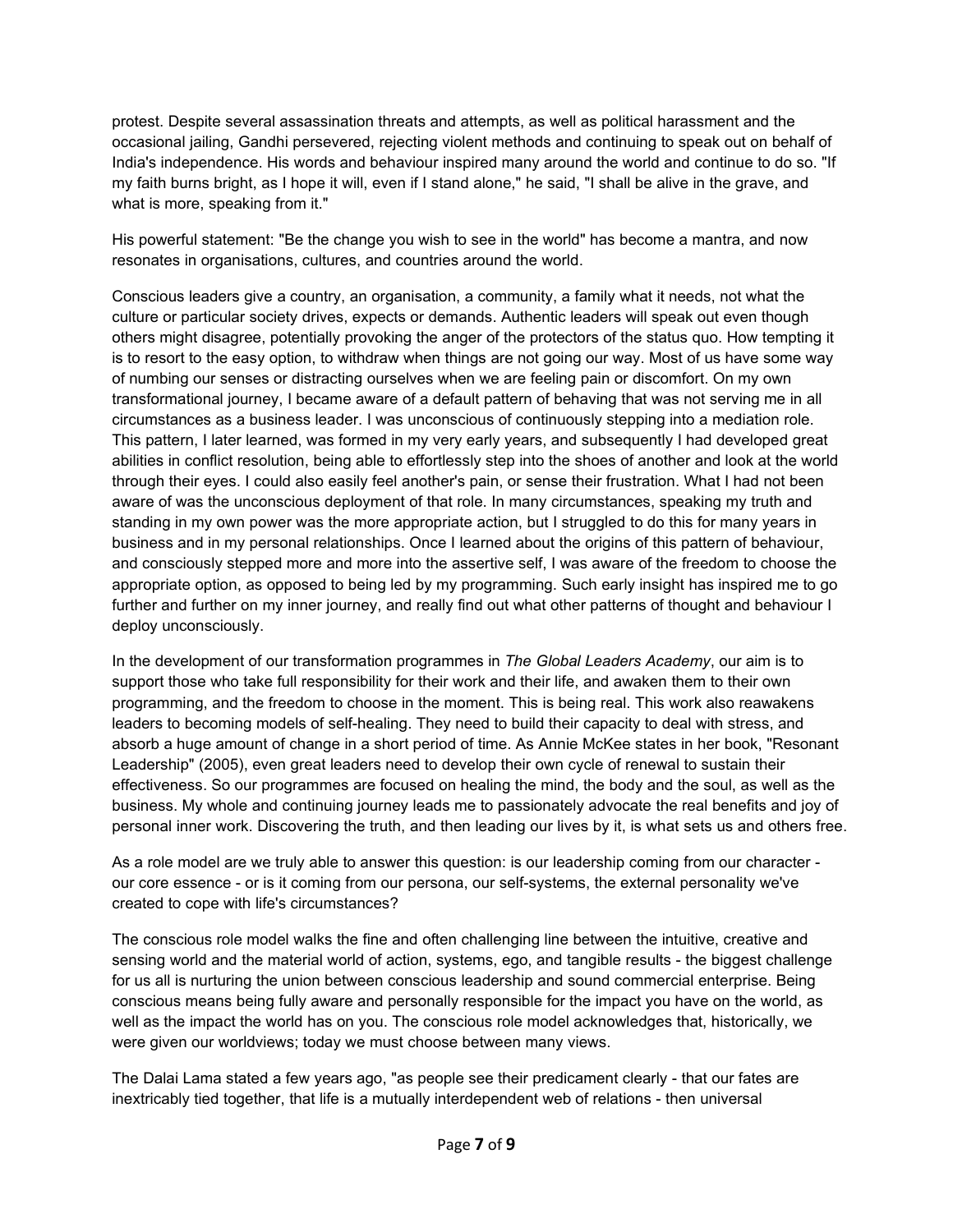protest. Despite several assassination threats and attempts, as well as political harassment and the occasional jailing, Gandhi persevered, rejecting violent methods and continuing to speak out on behalf of India's independence. His words and behaviour inspired many around the world and continue to do so. "If my faith burns bright, as I hope it will, even if I stand alone," he said, "I shall be alive in the grave, and what is more, speaking from it."

His powerful statement: "Be the change you wish to see in the world" has become a mantra, and now resonates in organisations, cultures, and countries around the world.

Conscious leaders give a country, an organisation, a community, a family what it needs, not what the culture or particular society drives, expects or demands. Authentic leaders will speak out even though others might disagree, potentially provoking the anger of the protectors of the status quo. How tempting it is to resort to the easy option, to withdraw when things are not going our way. Most of us have some way of numbing our senses or distracting ourselves when we are feeling pain or discomfort. On my own transformational journey, I became aware of a default pattern of behaving that was not serving me in all circumstances as a business leader. I was unconscious of continuously stepping into a mediation role. This pattern, I later learned, was formed in my very early years, and subsequently I had developed great abilities in conflict resolution, being able to effortlessly step into the shoes of another and look at the world through their eyes. I could also easily feel another's pain, or sense their frustration. What I had not been aware of was the unconscious deployment of that role. In many circumstances, speaking my truth and standing in my own power was the more appropriate action, but I struggled to do this for many years in business and in my personal relationships. Once I learned about the origins of this pattern of behaviour, and consciously stepped more and more into the assertive self, I was aware of the freedom to choose the appropriate option, as opposed to being led by my programming. Such early insight has inspired me to go further and further on my inner journey, and really find out what other patterns of thought and behaviour I deploy unconsciously.

In the development of our transformation programmes in *The Global Leaders Academy*, our aim is to support those who take full responsibility for their work and their life, and awaken them to their own programming, and the freedom to choose in the moment. This is being real. This work also reawakens leaders to becoming models of self-healing. They need to build their capacity to deal with stress, and absorb a huge amount of change in a short period of time. As Annie McKee states in her book, "Resonant Leadership" (2005), even great leaders need to develop their own cycle of renewal to sustain their effectiveness. So our programmes are focused on healing the mind, the body and the soul, as well as the business. My whole and continuing journey leads me to passionately advocate the real benefits and joy of personal inner work. Discovering the truth, and then leading our lives by it, is what sets us and others free.

As a role model are we truly able to answer this question: is our leadership coming from our character - our core essence - or is it coming from our persona, our self-systems, the external personality we've created to cope with life's circumstances?

The conscious role model walks the fine and often challenging line between the intuitive, creative and sensing world and the material world of action, systems, ego, and tangible results - the biggest challenge for us all is nurturing the union between conscious leadership and sound commercial enterprise. Being conscious means being fully aware and personally responsible for the impact you have on the world, as well as the impact the world has on you. The conscious role model acknowledges that, historically, we were given our worldviews; today we must choose between many views.

The Dalai Lama stated a few years ago, "as people see their predicament clearly - that our fates are inextricably tied together, that life is a mutually interdependent web of relations - then universal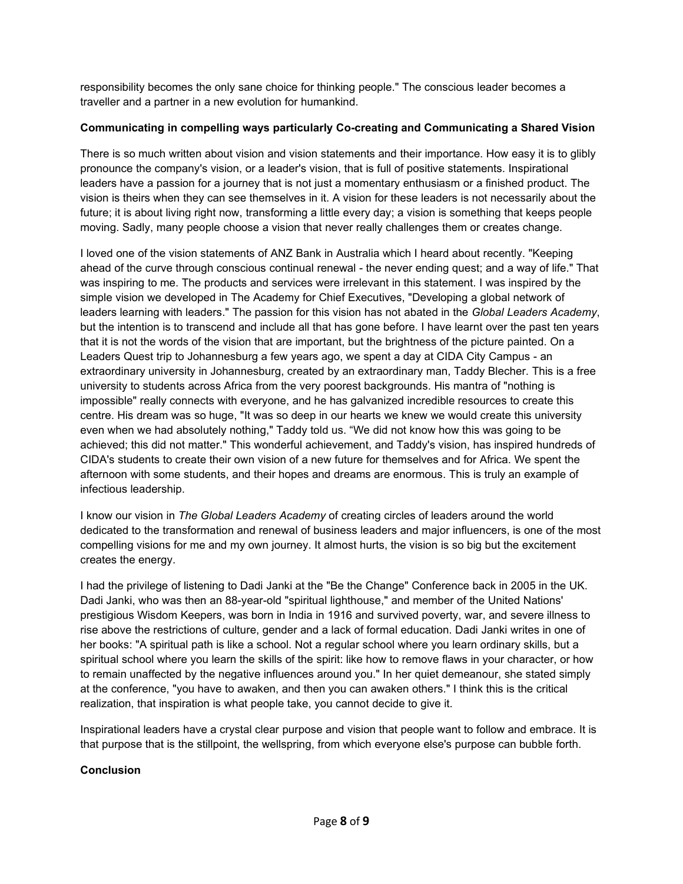responsibility becomes the only sane choice for thinking people." The conscious leader becomes a traveller and a partner in a new evolution for humankind.

**Communicating in compelling ways particularly Co-creating and Communicating a Shared Vision**

There is so much written about vision and vision statements and their importance. How easy it is to glibly pronounce the company's vision, or a leader's vision, that is full of positive statements. Inspirational leaders have a passion for a journey that is not just a momentary enthusiasm or a finished product. The vision is theirs when they can see themselves in it. A vision for these leaders is not necessarily about the future; it is about living right now, transforming a little every day; a vision is something that keeps people moving. Sadly, many people choose a vision that never really challenges them or creates change.

I loved one of the vision statements of ANZ Bank in Australia which I heard about recently. "Keeping ahead of the curve through conscious continual renewal - the never ending quest; and a way of life." That was inspiring to me. The products and services were irrelevant in this statement. I was inspired by the simple vision we developed in The Academy for Chief Executives, "Developing a global network of leaders learning with leaders." The passion for this vision has not abated in the *Global Leaders Academy*, but the intention is to transcend and include all that has gone before. I have learnt over the past ten years that it is not the words of the vision that are important, but the brightness of the picture painted. On a Leaders Quest trip to Johannesburg a few years ago, we spent a day at CIDA City Campus - an extraordinary university in Johannesburg, created by an extraordinary man, Taddy Blecher. This is a free university to students across Africa from the very poorest backgrounds. His mantra of "nothing is impossible" really connects with everyone, and he has galvanized incredible resources to create this centre. His dream was so huge, "It was so deep in our hearts we knew we would create this university even when we had absolutely nothing," Taddy told us. “We did not know how this was going to be achieved; this did not matter." This wonderful achievement, and Taddy's vision, has inspired hundreds of CIDA's students to create their own vision of a new future for themselves and for Africa. We spent the afternoon with some students, and their hopes and dreams are enormous. This is truly an example of infectious leadership.

I know our vision in *The Global Leaders Academy* of creating circles of leaders around the world dedicated to the transformation and renewal of business leaders and major influencers, is one of the most compelling visions for me and my own journey. It almost hurts, the vision is so big but the excitement creates the energy.

I had the privilege of listening to Dadi Janki at the "Be the Change" Conference back in 2005 in the UK. Dadi Janki, who was then an 88-year-old "spiritual lighthouse," and member of the United Nations' prestigious Wisdom Keepers, was born in India in 1916 and survived poverty, war, and severe illness to rise above the restrictions of culture, gender and a lack of formal education. Dadi Janki writes in one of her books: "A spiritual path is like a school. Not a regular school where you learn ordinary skills, but a spiritual school where you learn the skills of the spirit: like how to remove flaws in your character, or how to remain unaffected by the negative influences around you." In her quiet demeanour, she stated simply at the conference, "you have to awaken, and then you can awaken others." I think this is the critical realization, that inspiration is what people take, you cannot decide to give it.

Inspirational leaders have a crystal clear purpose and vision that people want to follow and embrace. It is that purpose that is the stillpoint, the wellspring, from which everyone else's purpose can bubble forth.

**Conclusion**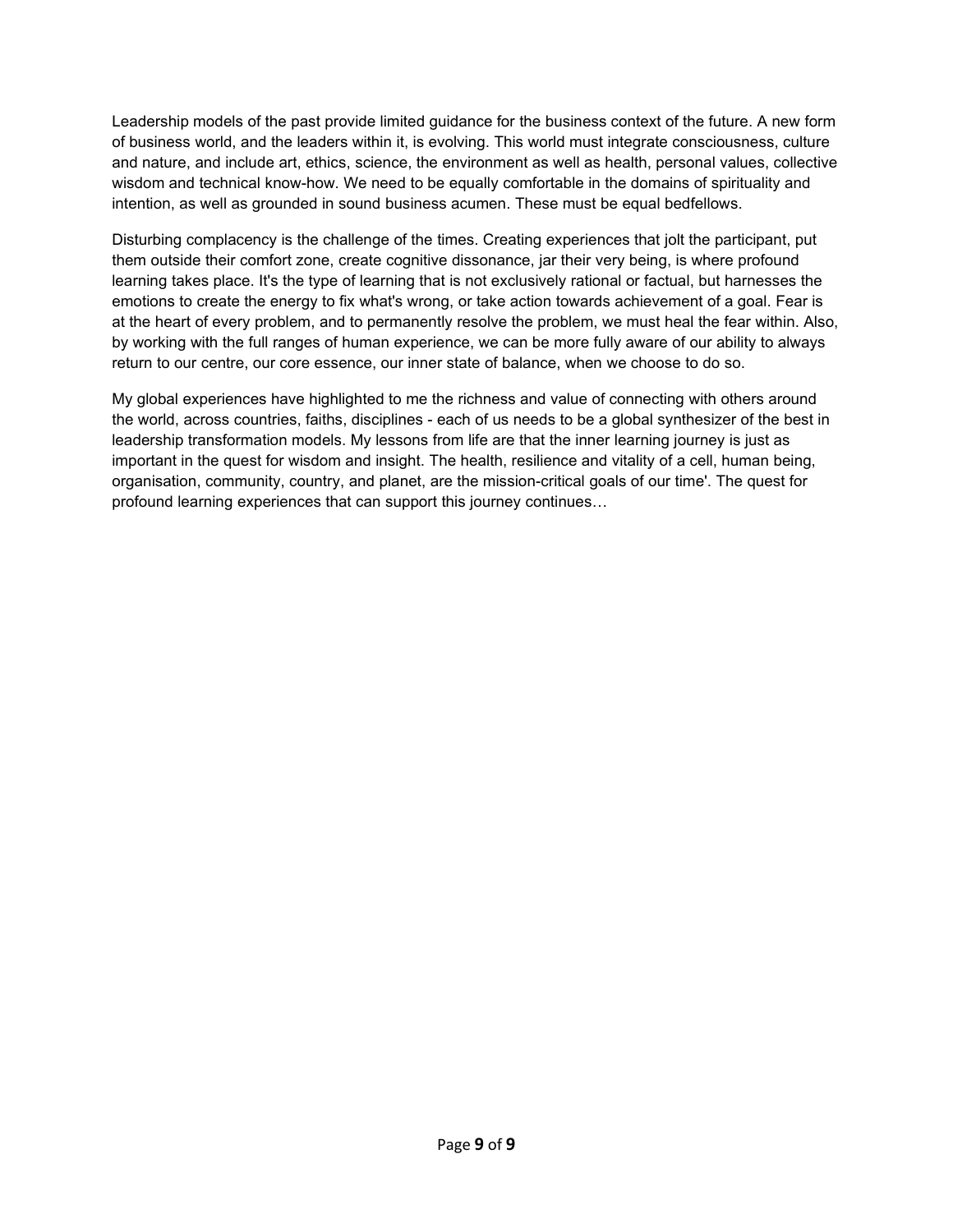Leadership models of the past provide limited guidance for the business context of the future. A new form of business world, and the leaders within it, is evolving. This world must integrate consciousness, culture and nature, and include art, ethics, science, the environment as well as health, personal values, collective wisdom and technical know-how. We need to be equally comfortable in the domains of spirituality and intention, as well as grounded in sound business acumen. These must be equal bedfellows.

Disturbing complacency is the challenge of the times. Creating experiences that jolt the participant, put them outside their comfort zone, create cognitive dissonance, jar their very being, is where profound learning takes place. It's the type of learning that is not exclusively rational or factual, but harnesses the emotions to create the energy to fix what's wrong, or take action towards achievement of a goal. Fear is at the heart of every problem, and to permanently resolve the problem, we must heal the fear within. Also, by working with the full ranges of human experience, we can be more fully aware of our ability to always return to our centre, our core essence, our inner state of balance, when we choose to do so.

My global experiences have highlighted to me the richness and value of connecting with others around the world, across countries, faiths, disciplines - each of us needs to be a global synthesizer of the best in leadership transformation models. My lessons from life are that the inner learning journey is just as important in the quest for wisdom and insight. The health, resilience and vitality of a cell, human being, organisation, community, country, and planet, are the mission-critical goals of our time'. The quest for profound learning experiences that can support this journey continues…